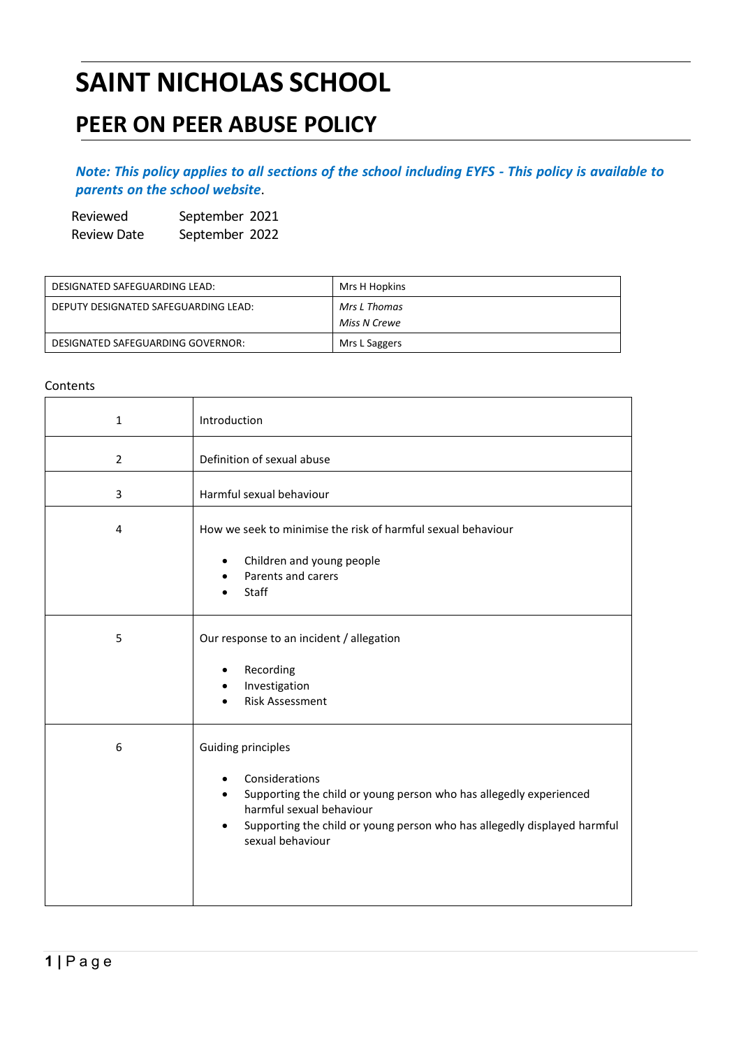# SAINT NICHOLAS SCHOOL

## PEER ON PEER ABUSE POLICY

***Note: This policy applies to all sections of the school including EYFS - This policy is available to parents on the school website.***

| Reviewed | September 2021 |
|---|---|
| Review Date | September 2022 |

| DESIGNATED SAFEGUARDING LEAD: | Mrs H Hopkins |
|---|---|
| DEPUTY DESIGNATED SAFEGUARDING LEAD: | *Mrs L Thomas*<br>*Miss N Crewe* |
| DESIGNATED SAFEGUARDING GOVERNOR: | Mrs L Saggers |

Contents

| | |
|---|---|
| 1 | Introduction |
| 2 | Definition of sexual abuse |
| 3 | Harmful sexual behaviour |
| 4 | How we seek to minimise the risk of harmful sexual behaviour<br>• Children and young people<br>• Parents and carers<br>• Staff |
| 5 | Our response to an incident / allegation<br>• Recording<br>• Investigation<br>• Risk Assessment |
| 6 | Guiding principles<br>• Considerations<br>• Supporting the child or young person who has allegedly experienced harmful sexual behaviour<br>• Supporting the child or young person who has allegedly displayed harmful sexual behaviour |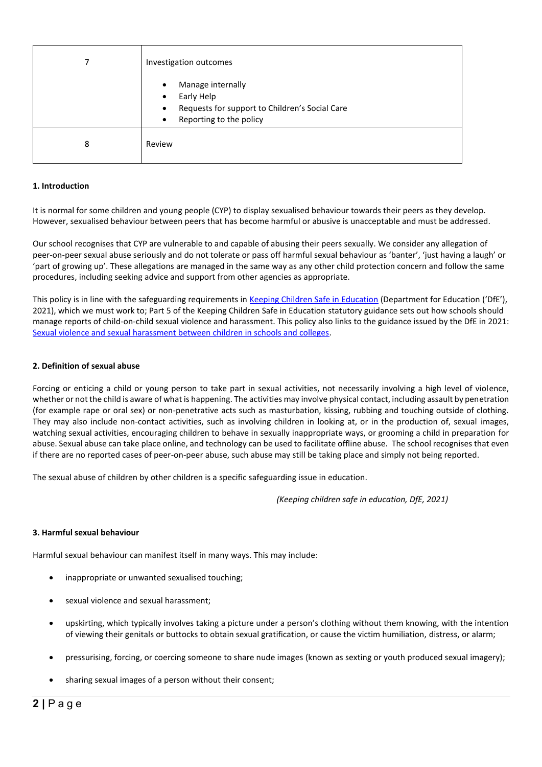| 7 | Investigation outcomes<br><br>• Manage internally<br>• Early Help<br>• Requests for support to Children's Social Care<br>• Reporting to the policy |
|---|---|
| 8 | Review |

**1. Introduction**

It is normal for some children and young people (CYP) to display sexualised behaviour towards their peers as they develop. However, sexualised behaviour between peers that has become harmful or abusive is unacceptable and must be addressed.

Our school recognises that CYP are vulnerable to and capable of abusing their peers sexually. We consider any allegation of peer-on-peer sexual abuse seriously and do not tolerate or pass off harmful sexual behaviour as 'banter', 'just having a laugh' or 'part of growing up'. These allegations are managed in the same way as any other child protection concern and follow the same procedures, including seeking advice and support from other agencies as appropriate.

This policy is in line with the safeguarding requirements in Keeping Children Safe in Education (Department for Education ('DfE'), 2021), which we must work to; Part 5 of the Keeping Children Safe in Education statutory guidance sets out how schools should manage reports of child-on-child sexual violence and harassment. This policy also links to the guidance issued by the DfE in 2021: Sexual violence and sexual harassment between children in schools and colleges.

**2. Definition of sexual abuse**

Forcing or enticing a child or young person to take part in sexual activities, not necessarily involving a high level of violence, whether or not the child is aware of what is happening. The activities may involve physical contact, including assault by penetration (for example rape or oral sex) or non-penetrative acts such as masturbation, kissing, rubbing and touching outside of clothing. They may also include non-contact activities, such as involving children in looking at, or in the production of, sexual images, watching sexual activities, encouraging children to behave in sexually inappropriate ways, or grooming a child in preparation for abuse. Sexual abuse can take place online, and technology can be used to facilitate offline abuse. The school recognises that even if there are no reported cases of peer-on-peer abuse, such abuse may still be taking place and simply not being reported.

The sexual abuse of children by other children is a specific safeguarding issue in education.

*(Keeping children safe in education, DfE, 2021)*

**3. Harmful sexual behaviour**

Harmful sexual behaviour can manifest itself in many ways. This may include:

- inappropriate or unwanted sexualised touching;
- sexual violence and sexual harassment;
- upskirting, which typically involves taking a picture under a person's clothing without them knowing, with the intention of viewing their genitals or buttocks to obtain sexual gratification, or cause the victim humiliation, distress, or alarm;
- pressurising, forcing, or coercing someone to share nude images (known as sexting or youth produced sexual imagery);
- sharing sexual images of a person without their consent;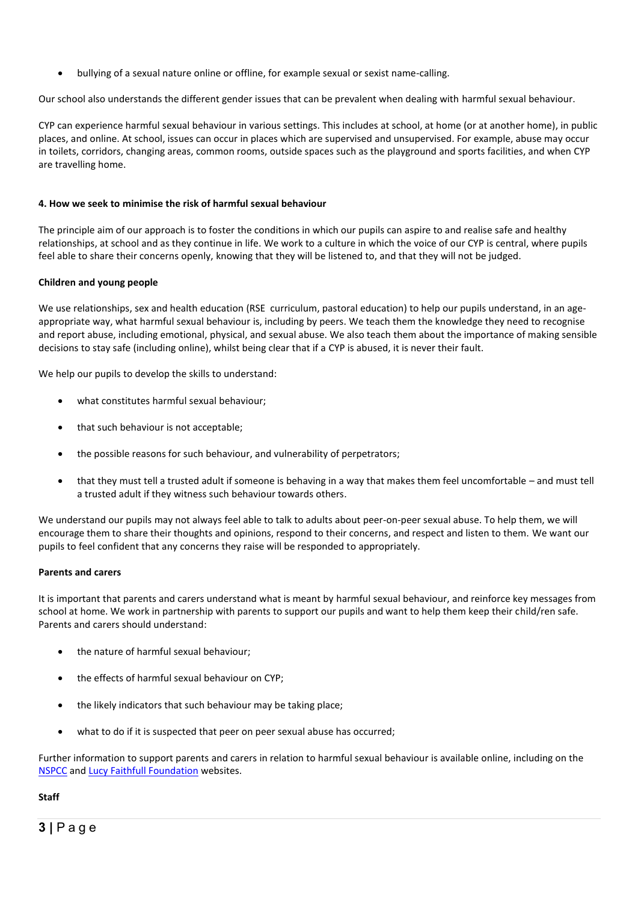- bullying of a sexual nature online or offline, for example sexual or sexist name-calling.

Our school also understands the different gender issues that can be prevalent when dealing with harmful sexual behaviour.

CYP can experience harmful sexual behaviour in various settings. This includes at school, at home (or at another home), in public places, and online. At school, issues can occur in places which are supervised and unsupervised. For example, abuse may occur in toilets, corridors, changing areas, common rooms, outside spaces such as the playground and sports facilities, and when CYP are travelling home.

**4. How we seek to minimise the risk of harmful sexual behaviour**

The principle aim of our approach is to foster the conditions in which our pupils can aspire to and realise safe and healthy relationships, at school and as they continue in life. We work to a culture in which the voice of our CYP is central, where pupils feel able to share their concerns openly, knowing that they will be listened to, and that they will not be judged.

**Children and young people**

We use relationships, sex and health education (RSE curriculum, pastoral education) to help our pupils understand, in an age-appropriate way, what harmful sexual behaviour is, including by peers. We teach them the knowledge they need to recognise and report abuse, including emotional, physical, and sexual abuse. We also teach them about the importance of making sensible decisions to stay safe (including online), whilst being clear that if a CYP is abused, it is never their fault.

We help our pupils to develop the skills to understand:

- what constitutes harmful sexual behaviour;
- that such behaviour is not acceptable;
- the possible reasons for such behaviour, and vulnerability of perpetrators;
- that they must tell a trusted adult if someone is behaving in a way that makes them feel uncomfortable – and must tell a trusted adult if they witness such behaviour towards others.

We understand our pupils may not always feel able to talk to adults about peer-on-peer sexual abuse. To help them, we will encourage them to share their thoughts and opinions, respond to their concerns, and respect and listen to them. We want our pupils to feel confident that any concerns they raise will be responded to appropriately.

**Parents and carers**

It is important that parents and carers understand what is meant by harmful sexual behaviour, and reinforce key messages from school at home. We work in partnership with parents to support our pupils and want to help them keep their child/ren safe. Parents and carers should understand:

- the nature of harmful sexual behaviour;
- the effects of harmful sexual behaviour on CYP;
- the likely indicators that such behaviour may be taking place;
- what to do if it is suspected that peer on peer sexual abuse has occurred;

Further information to support parents and carers in relation to harmful sexual behaviour is available online, including on the NSPCC and Lucy Faithfull Foundation websites.

**Staff**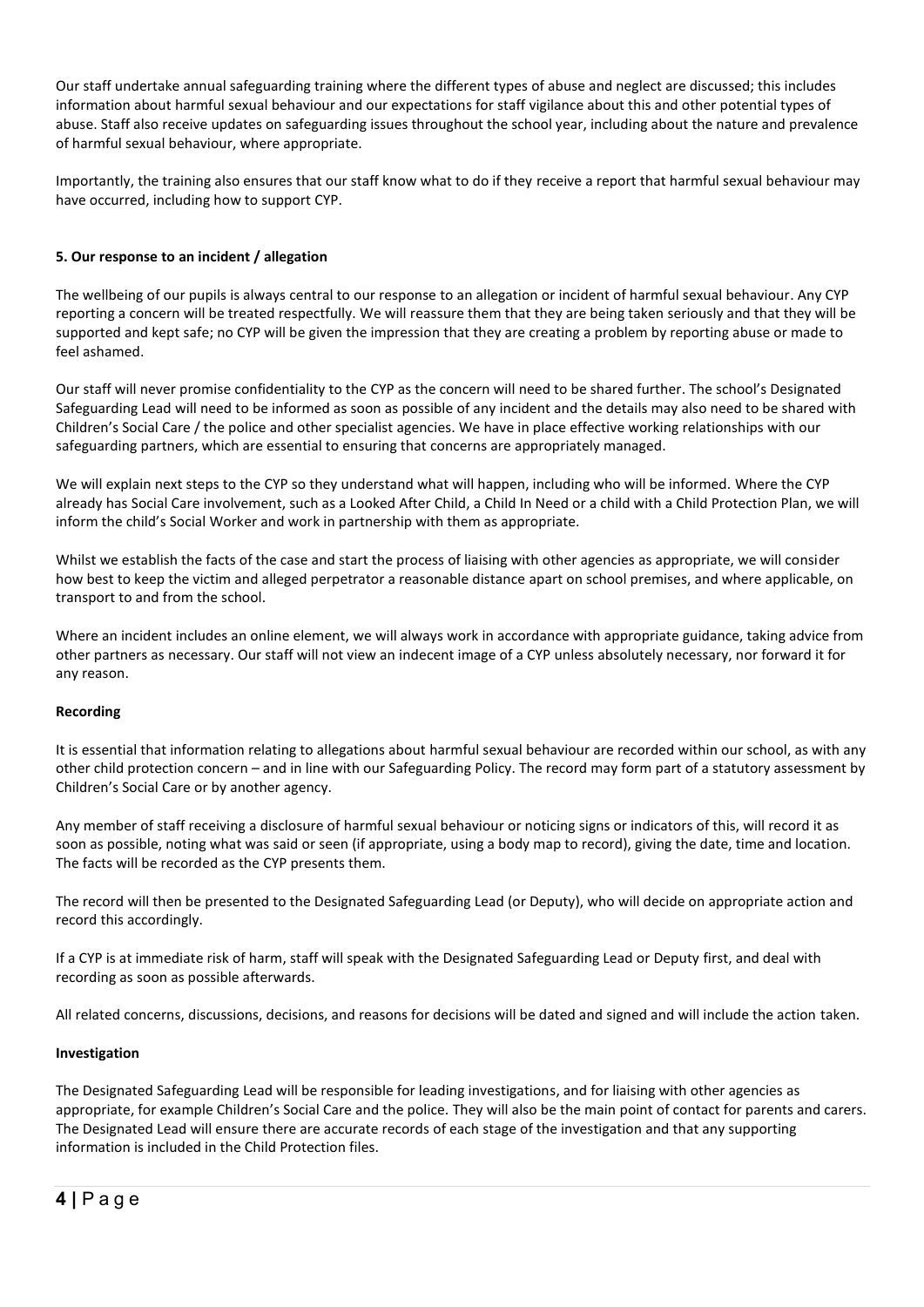Our staff undertake annual safeguarding training where the different types of abuse and neglect are discussed; this includes information about harmful sexual behaviour and our expectations for staff vigilance about this and other potential types of abuse. Staff also receive updates on safeguarding issues throughout the school year, including about the nature and prevalence of harmful sexual behaviour, where appropriate.

Importantly, the training also ensures that our staff know what to do if they receive a report that harmful sexual behaviour may have occurred, including how to support CYP.

**5. Our response to an incident / allegation**

The wellbeing of our pupils is always central to our response to an allegation or incident of harmful sexual behaviour. Any CYP reporting a concern will be treated respectfully. We will reassure them that they are being taken seriously and that they will be supported and kept safe; no CYP will be given the impression that they are creating a problem by reporting abuse or made to feel ashamed.

Our staff will never promise confidentiality to the CYP as the concern will need to be shared further. The school's Designated Safeguarding Lead will need to be informed as soon as possible of any incident and the details may also need to be shared with Children's Social Care / the police and other specialist agencies. We have in place effective working relationships with our safeguarding partners, which are essential to ensuring that concerns are appropriately managed.

We will explain next steps to the CYP so they understand what will happen, including who will be informed. Where the CYP already has Social Care involvement, such as a Looked After Child, a Child In Need or a child with a Child Protection Plan, we will inform the child's Social Worker and work in partnership with them as appropriate.

Whilst we establish the facts of the case and start the process of liaising with other agencies as appropriate, we will consider how best to keep the victim and alleged perpetrator a reasonable distance apart on school premises, and where applicable, on transport to and from the school.

Where an incident includes an online element, we will always work in accordance with appropriate guidance, taking advice from other partners as necessary. Our staff will not view an indecent image of a CYP unless absolutely necessary, nor forward it for any reason.

**Recording**

It is essential that information relating to allegations about harmful sexual behaviour are recorded within our school, as with any other child protection concern – and in line with our Safeguarding Policy. The record may form part of a statutory assessment by Children's Social Care or by another agency.

Any member of staff receiving a disclosure of harmful sexual behaviour or noticing signs or indicators of this, will record it as soon as possible, noting what was said or seen (if appropriate, using a body map to record), giving the date, time and location. The facts will be recorded as the CYP presents them.

The record will then be presented to the Designated Safeguarding Lead (or Deputy), who will decide on appropriate action and record this accordingly.

If a CYP is at immediate risk of harm, staff will speak with the Designated Safeguarding Lead or Deputy first, and deal with recording as soon as possible afterwards.

All related concerns, discussions, decisions, and reasons for decisions will be dated and signed and will include the action taken.

**Investigation**

The Designated Safeguarding Lead will be responsible for leading investigations, and for liaising with other agencies as appropriate, for example Children's Social Care and the police. They will also be the main point of contact for parents and carers. The Designated Lead will ensure there are accurate records of each stage of the investigation and that any supporting information is included in the Child Protection files.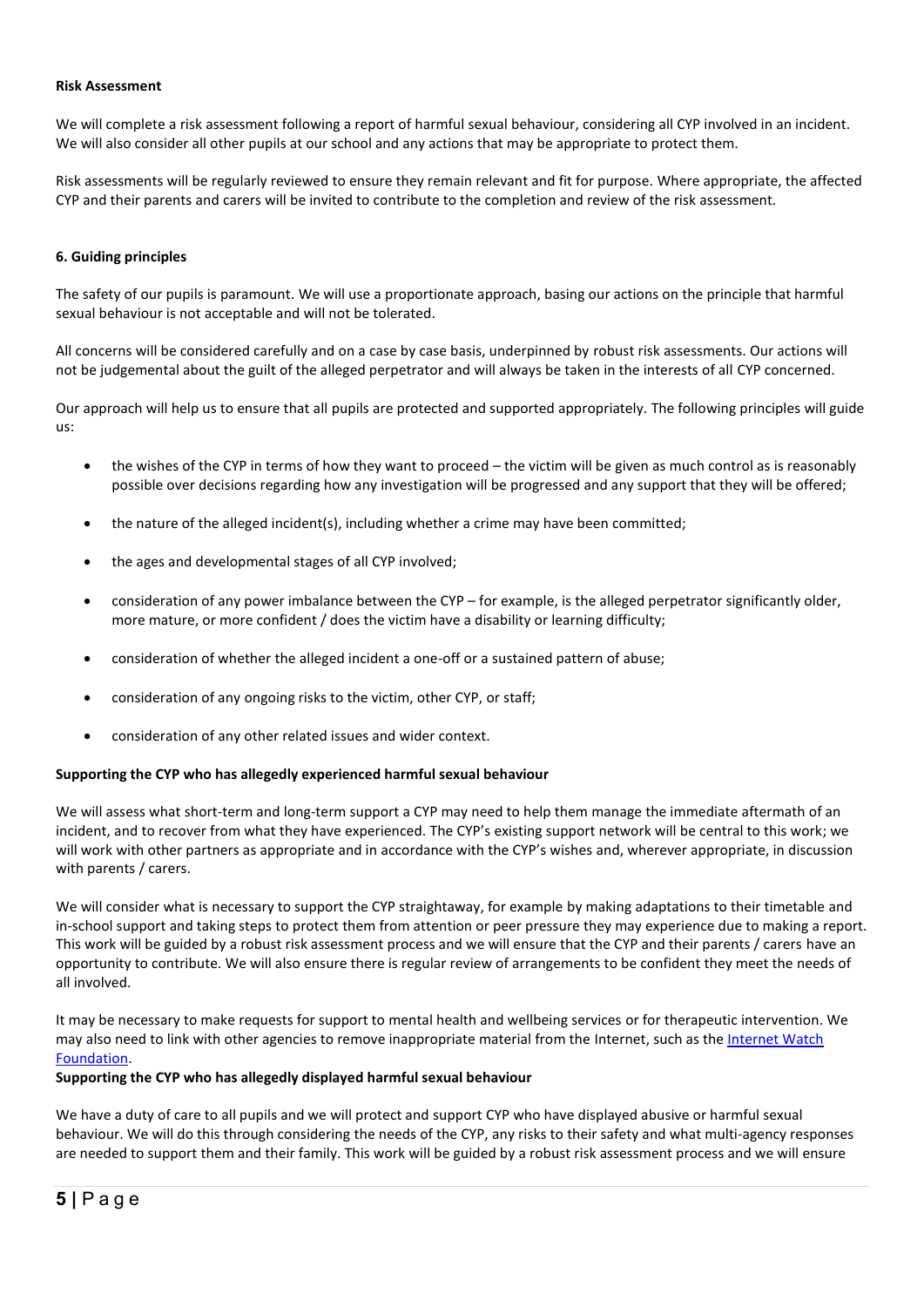**Risk Assessment**

We will complete a risk assessment following a report of harmful sexual behaviour, considering all CYP involved in an incident. We will also consider all other pupils at our school and any actions that may be appropriate to protect them.

Risk assessments will be regularly reviewed to ensure they remain relevant and fit for purpose. Where appropriate, the affected CYP and their parents and carers will be invited to contribute to the completion and review of the risk assessment.

**6. Guiding principles**

The safety of our pupils is paramount. We will use a proportionate approach, basing our actions on the principle that harmful sexual behaviour is not acceptable and will not be tolerated.

All concerns will be considered carefully and on a case by case basis, underpinned by robust risk assessments. Our actions will not be judgemental about the guilt of the alleged perpetrator and will always be taken in the interests of all CYP concerned.

Our approach will help us to ensure that all pupils are protected and supported appropriately. The following principles will guide us:

- the wishes of the CYP in terms of how they want to proceed – the victim will be given as much control as is reasonably possible over decisions regarding how any investigation will be progressed and any support that they will be offered;
- the nature of the alleged incident(s), including whether a crime may have been committed;
- the ages and developmental stages of all CYP involved;
- consideration of any power imbalance between the CYP – for example, is the alleged perpetrator significantly older, more mature, or more confident / does the victim have a disability or learning difficulty;
- consideration of whether the alleged incident a one-off or a sustained pattern of abuse;
- consideration of any ongoing risks to the victim, other CYP, or staff;
- consideration of any other related issues and wider context.

**Supporting the CYP who has allegedly experienced harmful sexual behaviour**

We will assess what short-term and long-term support a CYP may need to help them manage the immediate aftermath of an incident, and to recover from what they have experienced. The CYP's existing support network will be central to this work; we will work with other partners as appropriate and in accordance with the CYP's wishes and, wherever appropriate, in discussion with parents / carers.

We will consider what is necessary to support the CYP straightaway, for example by making adaptations to their timetable and in-school support and taking steps to protect them from attention or peer pressure they may experience due to making a report. This work will be guided by a robust risk assessment process and we will ensure that the CYP and their parents / carers have an opportunity to contribute. We will also ensure there is regular review of arrangements to be confident they meet the needs of all involved.

It may be necessary to make requests for support to mental health and wellbeing services or for therapeutic intervention. We may also need to link with other agencies to remove inappropriate material from the Internet, such as the Internet Watch Foundation.

**Supporting the CYP who has allegedly displayed harmful sexual behaviour**

We have a duty of care to all pupils and we will protect and support CYP who have displayed abusive or harmful sexual behaviour. We will do this through considering the needs of the CYP, any risks to their safety and what multi-agency responses are needed to support them and their family. This work will be guided by a robust risk assessment process and we will ensure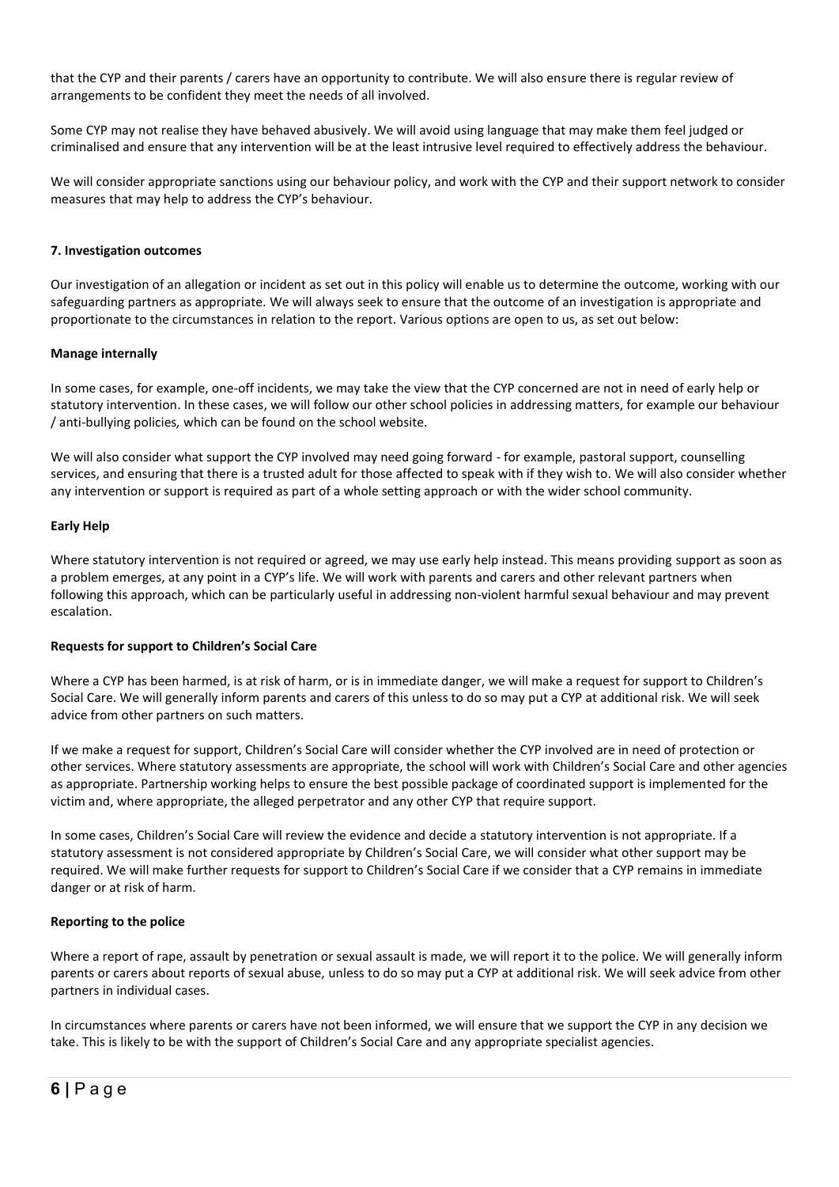that the CYP and their parents / carers have an opportunity to contribute. We will also ensure there is regular review of arrangements to be confident they meet the needs of all involved.

Some CYP may not realise they have behaved abusively. We will avoid using language that may make them feel judged or criminalised and ensure that any intervention will be at the least intrusive level required to effectively address the behaviour.

We will consider appropriate sanctions using our behaviour policy, and work with the CYP and their support network to consider measures that may help to address the CYP's behaviour.

**7. Investigation outcomes**

Our investigation of an allegation or incident as set out in this policy will enable us to determine the outcome, working with our safeguarding partners as appropriate. We will always seek to ensure that the outcome of an investigation is appropriate and proportionate to the circumstances in relation to the report. Various options are open to us, as set out below:

**Manage internally**

In some cases, for example, one-off incidents, we may take the view that the CYP concerned are not in need of early help or statutory intervention. In these cases, we will follow our other school policies in addressing matters, for example our behaviour / anti-bullying policies*,* which can be found on the school website.

We will also consider what support the CYP involved may need going forward - for example, pastoral support, counselling services, and ensuring that there is a trusted adult for those affected to speak with if they wish to. We will also consider whether any intervention or support is required as part of a whole setting approach or with the wider school community.

**Early Help**

Where statutory intervention is not required or agreed, we may use early help instead. This means providing support as soon as a problem emerges, at any point in a CYP's life. We will work with parents and carers and other relevant partners when following this approach, which can be particularly useful in addressing non-violent harmful sexual behaviour and may prevent escalation.

**Requests for support to Children's Social Care**

Where a CYP has been harmed, is at risk of harm, or is in immediate danger, we will make a request for support to Children's Social Care. We will generally inform parents and carers of this unless to do so may put a CYP at additional risk. We will seek advice from other partners on such matters.

If we make a request for support, Children's Social Care will consider whether the CYP involved are in need of protection or other services. Where statutory assessments are appropriate, the school will work with Children's Social Care and other agencies as appropriate. Partnership working helps to ensure the best possible package of coordinated support is implemented for the victim and, where appropriate, the alleged perpetrator and any other CYP that require support.

In some cases, Children's Social Care will review the evidence and decide a statutory intervention is not appropriate. If a statutory assessment is not considered appropriate by Children's Social Care, we will consider what other support may be required. We will make further requests for support to Children's Social Care if we consider that a CYP remains in immediate danger or at risk of harm.

**Reporting to the police**

Where a report of rape, assault by penetration or sexual assault is made, we will report it to the police. We will generally inform parents or carers about reports of sexual abuse, unless to do so may put a CYP at additional risk. We will seek advice from other partners in individual cases.

In circumstances where parents or carers have not been informed, we will ensure that we support the CYP in any decision we take. This is likely to be with the support of Children's Social Care and any appropriate specialist agencies.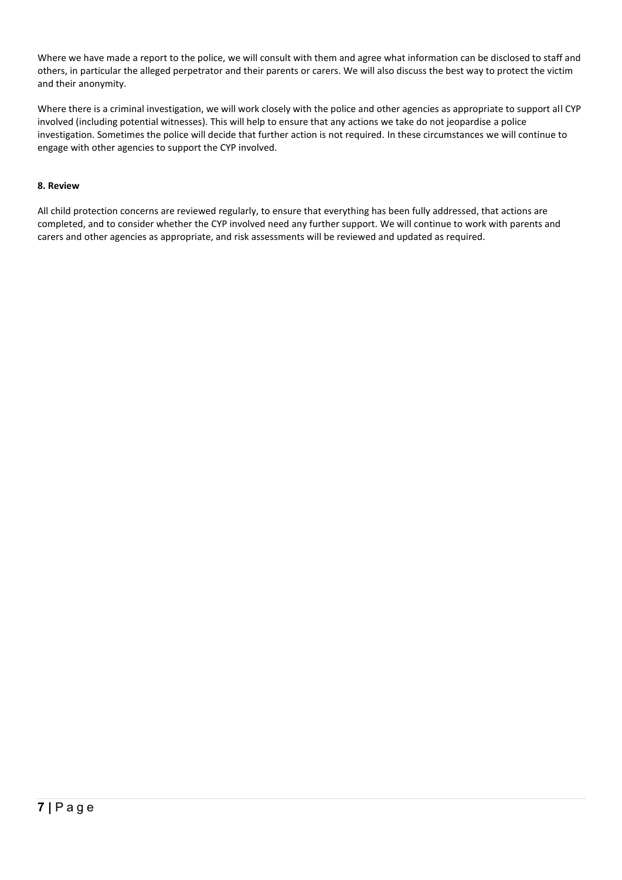Where we have made a report to the police, we will consult with them and agree what information can be disclosed to staff and others, in particular the alleged perpetrator and their parents or carers. We will also discuss the best way to protect the victim and their anonymity.

Where there is a criminal investigation, we will work closely with the police and other agencies as appropriate to support all CYP involved (including potential witnesses). This will help to ensure that any actions we take do not jeopardise a police investigation. Sometimes the police will decide that further action is not required. In these circumstances we will continue to engage with other agencies to support the CYP involved.

**8. Review**

All child protection concerns are reviewed regularly, to ensure that everything has been fully addressed, that actions are completed, and to consider whether the CYP involved need any further support. We will continue to work with parents and carers and other agencies as appropriate, and risk assessments will be reviewed and updated as required.